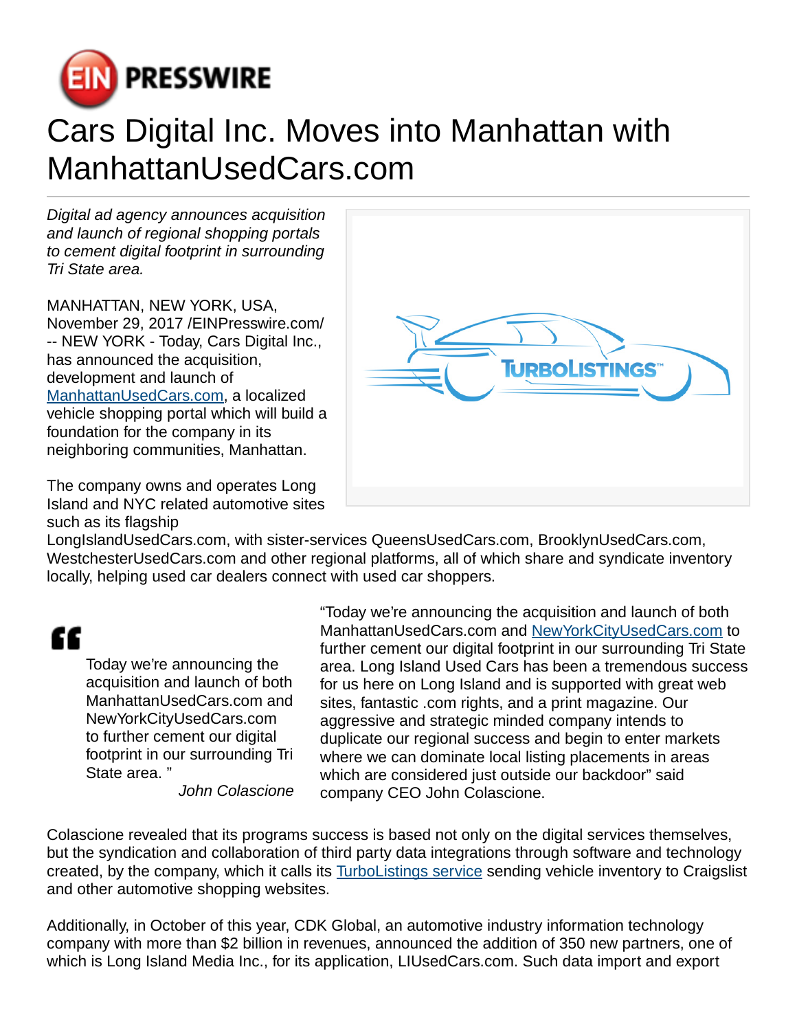# Cars Digital Inc. Moves into Manhattan with ManhattanUsedCars.com

*Digital ad agency announces acquisition and launch of regional shopping portals to cement digital footprint in surrounding Tri State area.*

MANHATTAN, NEW YORK, USA, November 29, 2017 /EINPresswire.com/ -- NEW YORK - Today, Cars Digital Inc., has announced the acquisition, development and launch of ManhattanUsedCars.com, a localized vehicle shopping portal which will build a foundation for the company in its neighboring communities, Manhattan.

The company owns and operates Long Island and NYC related automotive sites such as its flagship LongIslandUsedCars.com, with sister-services QueensUsedCars.com, BrooklynUsedCars.com, WestchesterUsedCars.com and other regional platforms, all of which share and syndicate inventory locally, helping used car dealers connect with used car shoppers.

> Today we're announcing the acquisition and launch of both ManhattanUsedCars.com and NewYorkCityUsedCars.com to further cement our digital footprint in our surrounding Tri State area. "
>
> *John Colascione*

"Today we're announcing the acquisition and launch of both ManhattanUsedCars.com and NewYorkCityUsedCars.com to further cement our digital footprint in our surrounding Tri State area. Long Island Used Cars has been a tremendous success for us here on Long Island and is supported with great web sites, fantastic .com rights, and a print magazine. Our aggressive and strategic minded company intends to duplicate our regional success and begin to enter markets where we can dominate local listing placements in areas which are considered just outside our backdoor" said company CEO John Colascione.

Colascione revealed that its programs success is based not only on the digital services themselves, but the syndication and collaboration of third party data integrations through software and technology created, by the company, which it calls its TurboListings service sending vehicle inventory to Craigslist and other automotive shopping websites.

Additionally, in October of this year, CDK Global, an automotive industry information technology company with more than $2 billion in revenues, announced the addition of 350 new partners, one of which is Long Island Media Inc., for its application, LIUsedCars.com. Such data import and export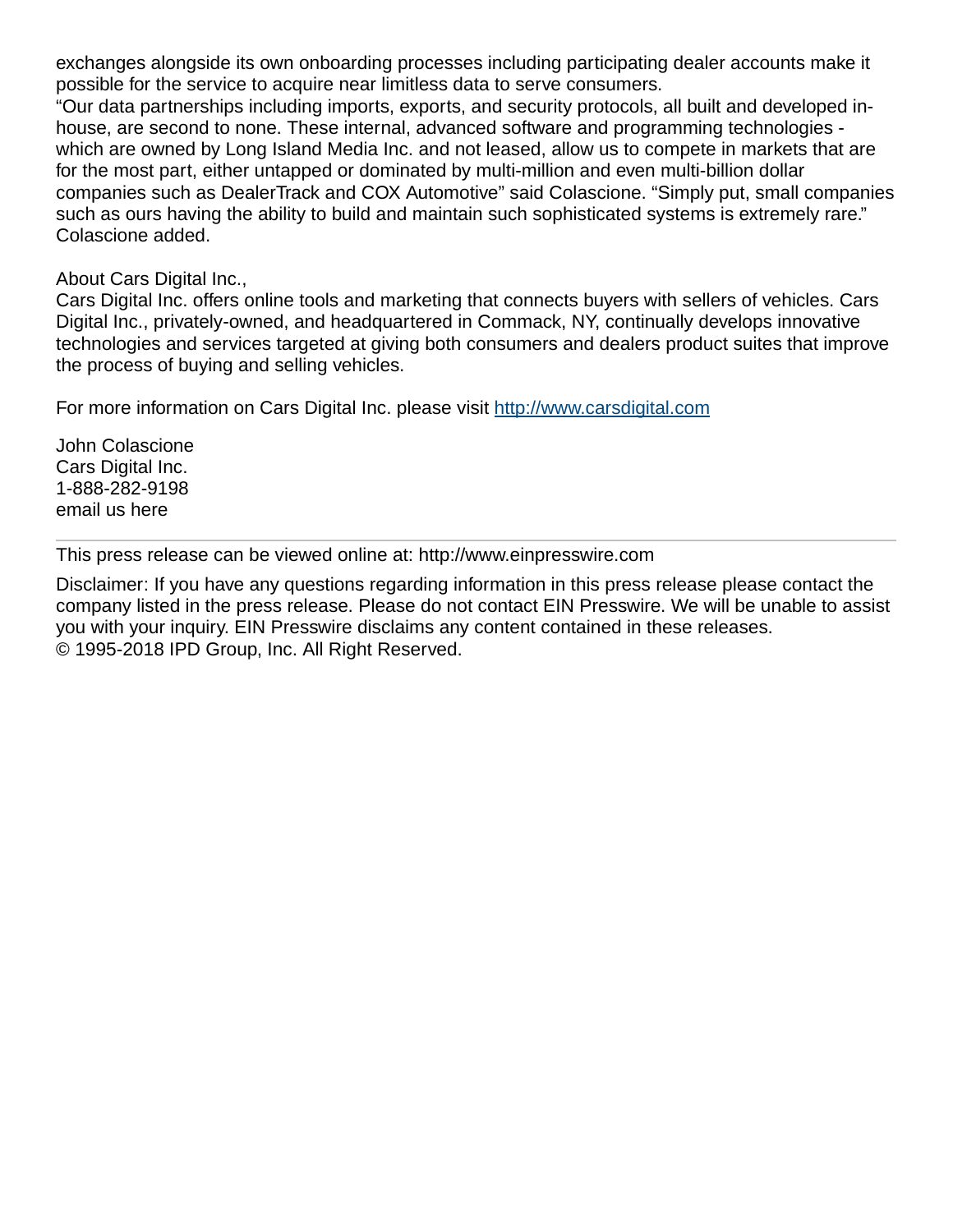exchanges alongside its own onboarding processes including participating dealer accounts make it possible for the service to acquire near limitless data to serve consumers.
“Our data partnerships including imports, exports, and security protocols, all built and developed in-house, are second to none. These internal, advanced software and programming technologies - which are owned by Long Island Media Inc. and not leased, allow us to compete in markets that are for the most part, either untapped or dominated by multi-million and even multi-billion dollar companies such as DealerTrack and COX Automotive” said Colascione. “Simply put, small companies such as ours having the ability to build and maintain such sophisticated systems is extremely rare.” Colascione added.

About Cars Digital Inc.,
Cars Digital Inc. offers online tools and marketing that connects buyers with sellers of vehicles. Cars Digital Inc., privately-owned, and headquartered in Commack, NY, continually develops innovative technologies and services targeted at giving both consumers and dealers product suites that improve the process of buying and selling vehicles.

For more information on Cars Digital Inc. please visit [http://www.carsdigital.com](http://www.carsdigital.com)

John Colascione
Cars Digital Inc.
1-888-282-9198
email us here

---

This press release can be viewed online at: http://www.einpresswire.com

Disclaimer: If you have any questions regarding information in this press release please contact the company listed in the press release. Please do not contact EIN Presswire. We will be unable to assist you with your inquiry. EIN Presswire disclaims any content contained in these releases.
© 1995-2018 IPD Group, Inc. All Right Reserved.